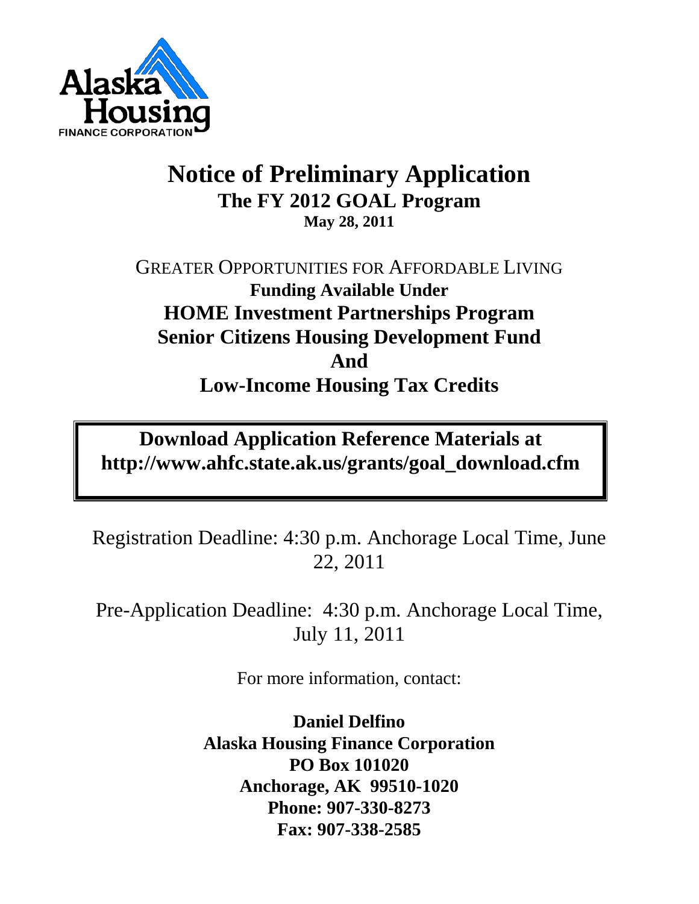Alaska Housing Finance Corporation

# Notice of Preliminary Application

## The FY 2012 GOAL Program

**May 28, 2011**

GREATER OPPORTUNITIES FOR AFFORDABLE LIVING

**Funding Available Under**

**HOME Investment Partnerships Program**

**Senior Citizens Housing Development Fund**

**And**

**Low-Income Housing Tax Credits**

**Download Application Reference Materials at http://www.ahfc.state.ak.us/grants/goal_download.cfm**

Registration Deadline: 4:30 p.m. Anchorage Local Time, June 22, 2011

Pre-Application Deadline: 4:30 p.m. Anchorage Local Time, July 11, 2011

For more information, contact:

**Daniel Delfino**
**Alaska Housing Finance Corporation**
**PO Box 101020**
**Anchorage, AK 99510-1020**
**Phone: 907-330-8273**
**Fax: 907-338-2585**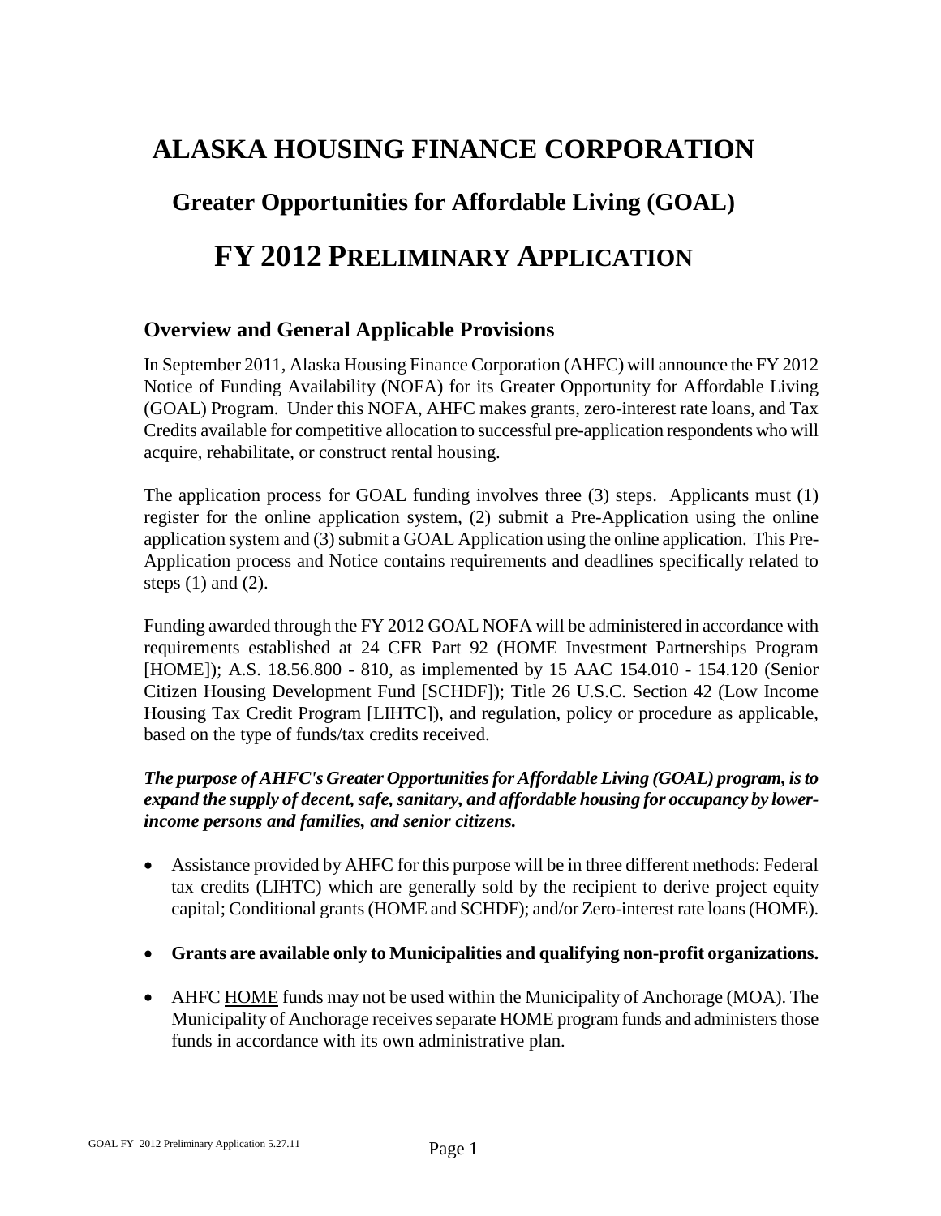# ALASKA HOUSING FINANCE CORPORATION

## Greater Opportunities for Affordable Living (GOAL)

# FY 2012 PRELIMINARY APPLICATION

## Overview and General Applicable Provisions

In September 2011, Alaska Housing Finance Corporation (AHFC) will announce the FY 2012 Notice of Funding Availability (NOFA) for its Greater Opportunity for Affordable Living (GOAL) Program. Under this NOFA, AHFC makes grants, zero-interest rate loans, and Tax Credits available for competitive allocation to successful pre-application respondents who will acquire, rehabilitate, or construct rental housing.

The application process for GOAL funding involves three (3) steps. Applicants must (1) register for the online application system, (2) submit a Pre-Application using the online application system and (3) submit a GOAL Application using the online application. This Pre-Application process and Notice contains requirements and deadlines specifically related to steps (1) and (2).

Funding awarded through the FY 2012 GOAL NOFA will be administered in accordance with requirements established at 24 CFR Part 92 (HOME Investment Partnerships Program [HOME]); A.S. 18.56.800 - 810, as implemented by 15 AAC 154.010 - 154.120 (Senior Citizen Housing Development Fund [SCHDF]); Title 26 U.S.C. Section 42 (Low Income Housing Tax Credit Program [LIHTC]), and regulation, policy or procedure as applicable, based on the type of funds/tax credits received.

***The purpose of AHFC's Greater Opportunities for Affordable Living (GOAL) program, is to expand the supply of decent, safe, sanitary, and affordable housing for occupancy by lower-income persons and families, and senior citizens.***

- Assistance provided by AHFC for this purpose will be in three different methods: Federal tax credits (LIHTC) which are generally sold by the recipient to derive project equity capital; Conditional grants (HOME and SCHDF); and/or Zero-interest rate loans (HOME).
- **Grants are available only to Municipalities and qualifying non-profit organizations.**
- AHFC HOME funds may not be used within the Municipality of Anchorage (MOA). The Municipality of Anchorage receives separate HOME program funds and administers those funds in accordance with its own administrative plan.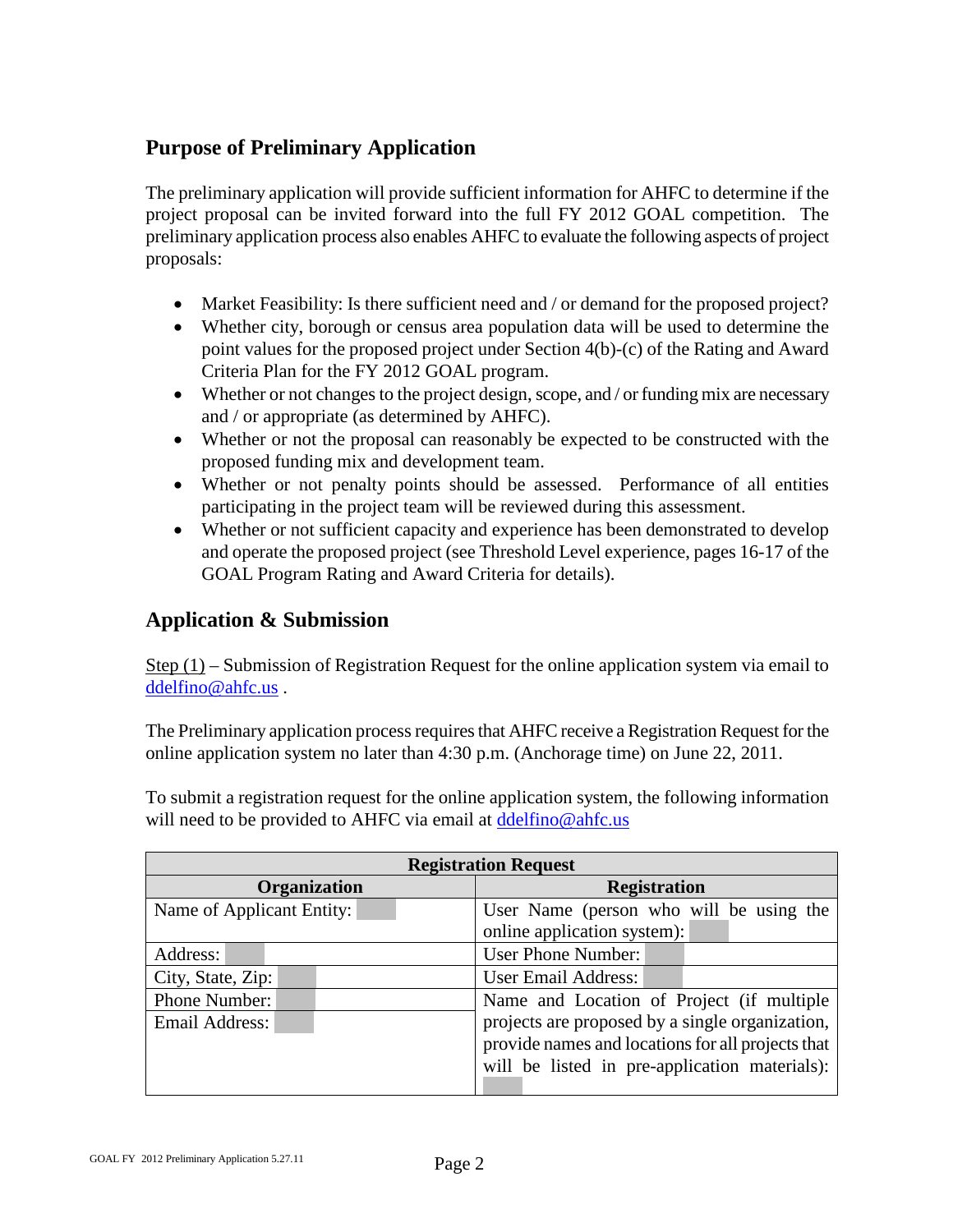## Purpose of Preliminary Application

The preliminary application will provide sufficient information for AHFC to determine if the project proposal can be invited forward into the full FY 2012 GOAL competition. The preliminary application process also enables AHFC to evaluate the following aspects of project proposals:

- Market Feasibility: Is there sufficient need and / or demand for the proposed project?
- Whether city, borough or census area population data will be used to determine the point values for the proposed project under Section 4(b)-(c) of the Rating and Award Criteria Plan for the FY 2012 GOAL program.
- Whether or not changes to the project design, scope, and / or funding mix are necessary and / or appropriate (as determined by AHFC).
- Whether or not the proposal can reasonably be expected to be constructed with the proposed funding mix and development team.
- Whether or not penalty points should be assessed. Performance of all entities participating in the project team will be reviewed during this assessment.
- Whether or not sufficient capacity and experience has been demonstrated to develop and operate the proposed project (see Threshold Level experience, pages 16-17 of the GOAL Program Rating and Award Criteria for details).

## Application & Submission

Step (1) – Submission of Registration Request for the online application system via email to ddelfino@ahfc.us .

The Preliminary application process requires that AHFC receive a Registration Request for the online application system no later than 4:30 p.m. (Anchorage time) on June 22, 2011.

To submit a registration request for the online application system, the following information will need to be provided to AHFC via email at ddelfino@ahfc.us

| Registration Request | |
|---|---|
| **Organization** | **Registration** |
| Name of Applicant Entity: | User Name (person who will be using the online application system): |
| Address: | User Phone Number: |
| City, State, Zip: | User Email Address: |
| Phone Number: | Name and Location of Project (if multiple projects are proposed by a single organization, provide names and locations for all projects that will be listed in pre-application materials): |
| Email Address: | |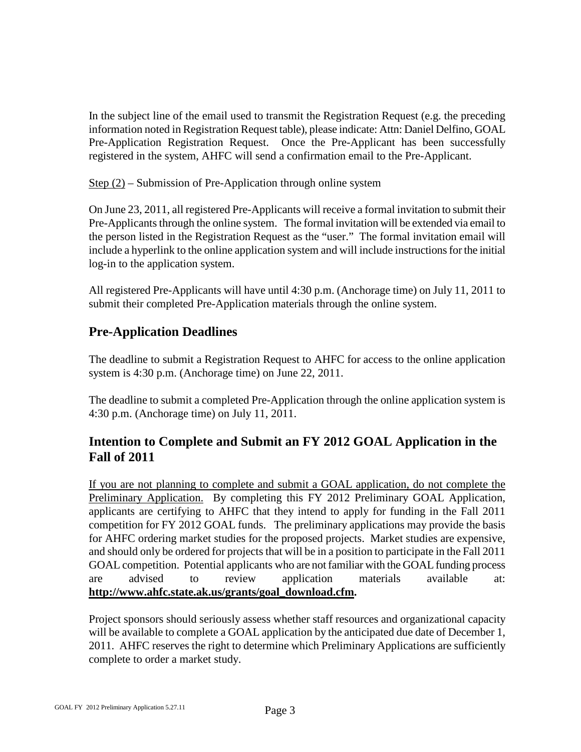In the subject line of the email used to transmit the Registration Request (e.g. the preceding information noted in Registration Request table), please indicate: Attn: Daniel Delfino, GOAL Pre-Application Registration Request. Once the Pre-Applicant has been successfully registered in the system, AHFC will send a confirmation email to the Pre-Applicant.

<u>Step (2)</u> – Submission of Pre-Application through online system

On June 23, 2011, all registered Pre-Applicants will receive a formal invitation to submit their Pre-Applicants through the online system. The formal invitation will be extended via email to the person listed in the Registration Request as the "user." The formal invitation email will include a hyperlink to the online application system and will include instructions for the initial log-in to the application system.

All registered Pre-Applicants will have until 4:30 p.m. (Anchorage time) on July 11, 2011 to submit their completed Pre-Application materials through the online system.

## Pre-Application Deadlines

The deadline to submit a Registration Request to AHFC for access to the online application system is 4:30 p.m. (Anchorage time) on June 22, 2011.

The deadline to submit a completed Pre-Application through the online application system is 4:30 p.m. (Anchorage time) on July 11, 2011.

## Intention to Complete and Submit an FY 2012 GOAL Application in the Fall of 2011

<u>If you are not planning to complete and submit a GOAL application, do not complete the Preliminary Application.</u> By completing this FY 2012 Preliminary GOAL Application, applicants are certifying to AHFC that they intend to apply for funding in the Fall 2011 competition for FY 2012 GOAL funds. The preliminary applications may provide the basis for AHFC ordering market studies for the proposed projects. Market studies are expensive, and should only be ordered for projects that will be in a position to participate in the Fall 2011 GOAL competition. Potential applicants who are not familiar with the GOAL funding process are advised to review application materials available at: **http://www.ahfc.state.ak.us/grants/goal_download.cfm.**

Project sponsors should seriously assess whether staff resources and organizational capacity will be available to complete a GOAL application by the anticipated due date of December 1, 2011. AHFC reserves the right to determine which Preliminary Applications are sufficiently complete to order a market study.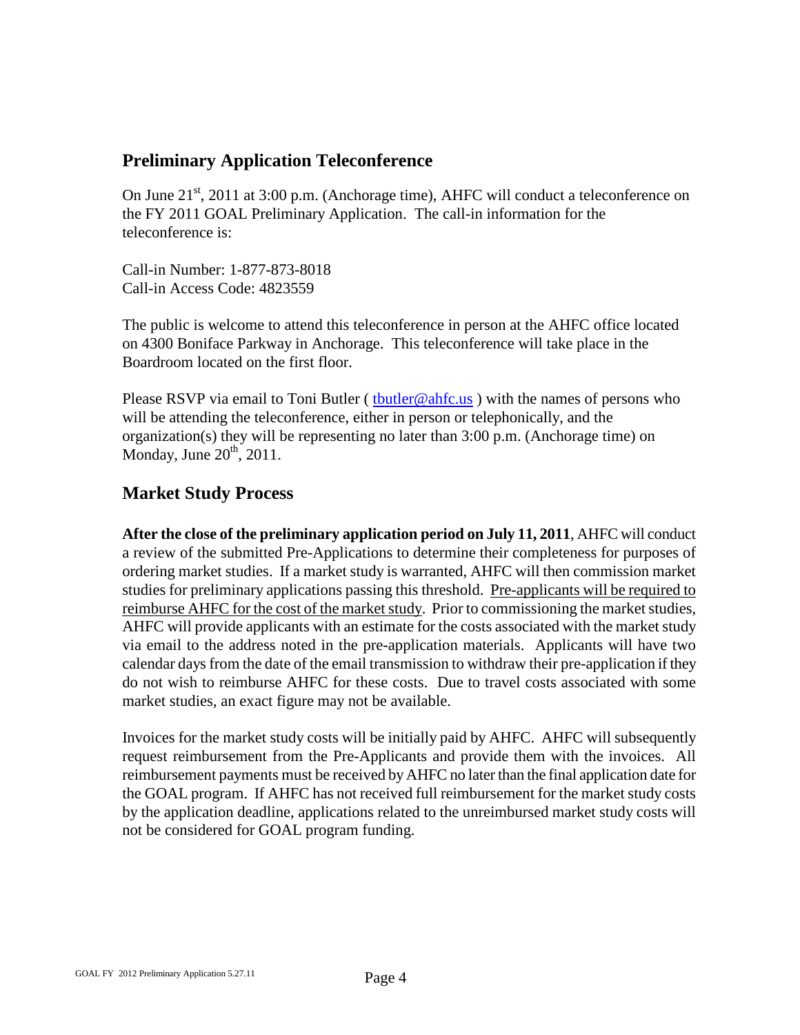## Preliminary Application Teleconference

On June 21st, 2011 at 3:00 p.m. (Anchorage time), AHFC will conduct a teleconference on the FY 2011 GOAL Preliminary Application. The call-in information for the teleconference is:

Call-in Number: 1-877-873-8018
Call-in Access Code: 4823559

The public is welcome to attend this teleconference in person at the AHFC office located on 4300 Boniface Parkway in Anchorage. This teleconference will take place in the Boardroom located on the first floor.

Please RSVP via email to Toni Butler ( tbutler@ahfc.us ) with the names of persons who will be attending the teleconference, either in person or telephonically, and the organization(s) they will be representing no later than 3:00 p.m. (Anchorage time) on Monday, June 20th, 2011.

## Market Study Process

**After the close of the preliminary application period on July 11, 2011**, AHFC will conduct a review of the submitted Pre-Applications to determine their completeness for purposes of ordering market studies. If a market study is warranted, AHFC will then commission market studies for preliminary applications passing this threshold. Pre-applicants will be required to reimburse AHFC for the cost of the market study. Prior to commissioning the market studies, AHFC will provide applicants with an estimate for the costs associated with the market study via email to the address noted in the pre-application materials. Applicants will have two calendar days from the date of the email transmission to withdraw their pre-application if they do not wish to reimburse AHFC for these costs. Due to travel costs associated with some market studies, an exact figure may not be available.

Invoices for the market study costs will be initially paid by AHFC. AHFC will subsequently request reimbursement from the Pre-Applicants and provide them with the invoices. All reimbursement payments must be received by AHFC no later than the final application date for the GOAL program. If AHFC has not received full reimbursement for the market study costs by the application deadline, applications related to the unreimbursed market study costs will not be considered for GOAL program funding.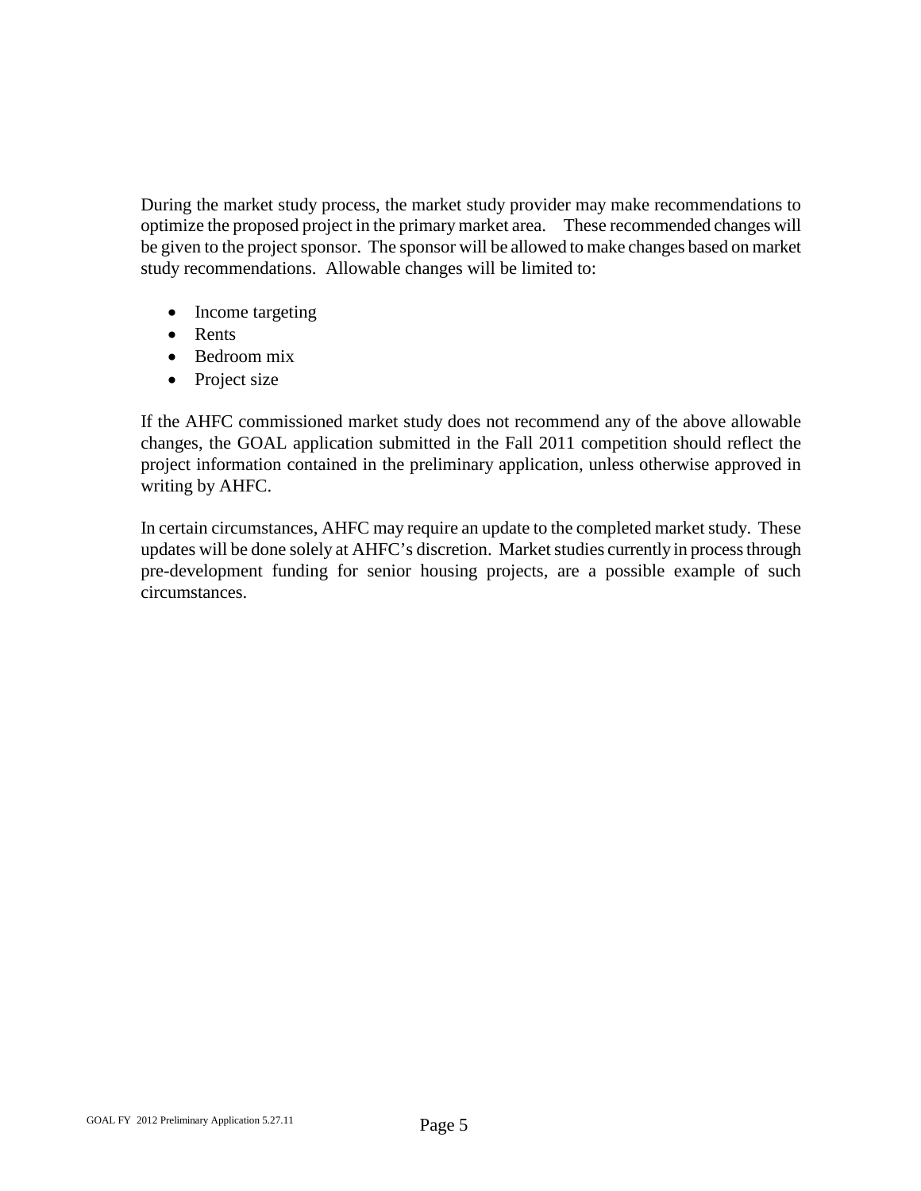During the market study process, the market study provider may make recommendations to optimize the proposed project in the primary market area. These recommended changes will be given to the project sponsor. The sponsor will be allowed to make changes based on market study recommendations. Allowable changes will be limited to:

- Income targeting
- Rents
- Bedroom mix
- Project size

If the AHFC commissioned market study does not recommend any of the above allowable changes, the GOAL application submitted in the Fall 2011 competition should reflect the project information contained in the preliminary application, unless otherwise approved in writing by AHFC.

In certain circumstances, AHFC may require an update to the completed market study. These updates will be done solely at AHFC's discretion. Market studies currently in process through pre-development funding for senior housing projects, are a possible example of such circumstances.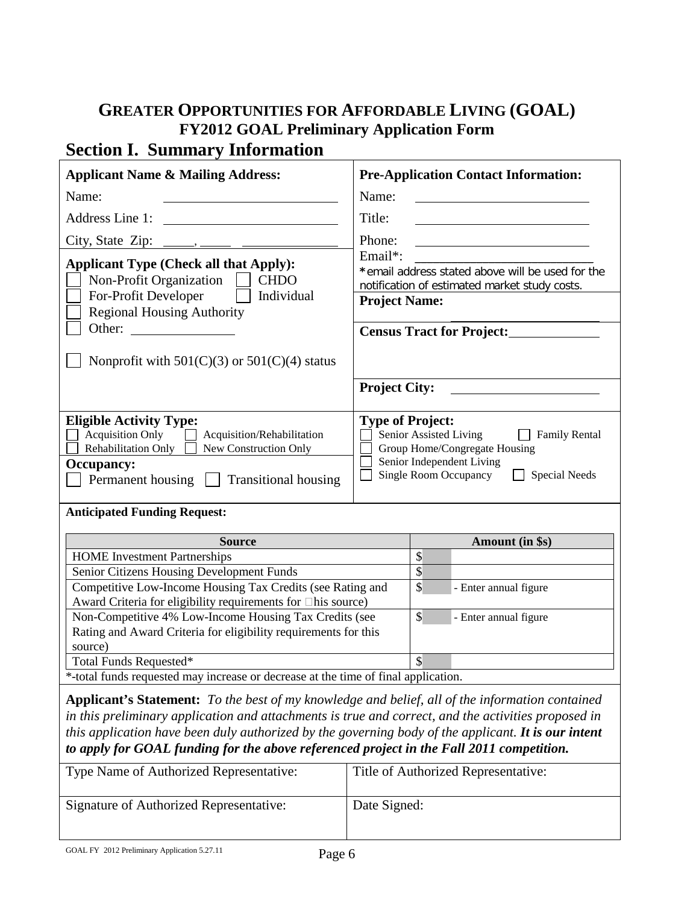# GREATER OPPORTUNITIES FOR AFFORDABLE LIVING (GOAL)

## FY2012 GOAL Preliminary Application Form

## Section I. Summary Information

**Applicant Name & Mailing Address:**

Name: ____________________

Address Line 1: ____________________

City, State Zip: _____, _____ ____________

**Applicant Type (Check all that Apply):**

☐ Non-Profit Organization ☐ CHDO
☐ For-Profit Developer ☐ Individual
☐ Regional Housing Authority
☐ Other: ____________

☐ Nonprofit with 501(C)(3) or 501(C)(4) status

**Pre-Application Contact Information:**

Name: ____________________

Title: ____________________

Phone: ____________________

Email*: ____________________

*email address stated above will be used for the notification of estimated market study costs.

**Project Name:** ____________________

**Census Tract for Project:** ____________

**Project City:** ____________________

**Eligible Activity Type:**

☐ Acquisition Only ☐ Acquisition/Rehabilitation
☐ Rehabilitation Only ☐ New Construction Only

**Occupancy:**

☐ Permanent housing ☐ Transitional housing

**Type of Project:**

☐ Senior Assisted Living ☐ Family Rental
☐ Group Home/Congregate Housing
☐ Senior Independent Living
☐ Single Room Occupancy ☐ Special Needs

**Anticipated Funding Request:**

| Source | Amount (in $s) |
|---|---|
| HOME Investment Partnerships | $ |
| Senior Citizens Housing Development Funds | $ |
| Competitive Low-Income Housing Tax Credits (see Rating and Award Criteria for eligibility requirements for this source) | $ - Enter annual figure |
| Non-Competitive 4% Low-Income Housing Tax Credits (see Rating and Award Criteria for eligibility requirements for this source) | $ - Enter annual figure |
| Total Funds Requested* | $ |

*-total funds requested may increase or decrease at the time of final application.

**Applicant's Statement:** *To the best of my knowledge and belief, all of the information contained in this preliminary application and attachments is true and correct, and the activities proposed in this application have been duly authorized by the governing body of the applicant.* ***It is our intent to apply for GOAL funding for the above referenced project in the Fall 2011 competition.***

| Type Name of Authorized Representative: | Title of Authorized Representative: |
|---|---|
| Signature of Authorized Representative: | Date Signed: |

GOAL FY 2012 Preliminary Application 5.27.11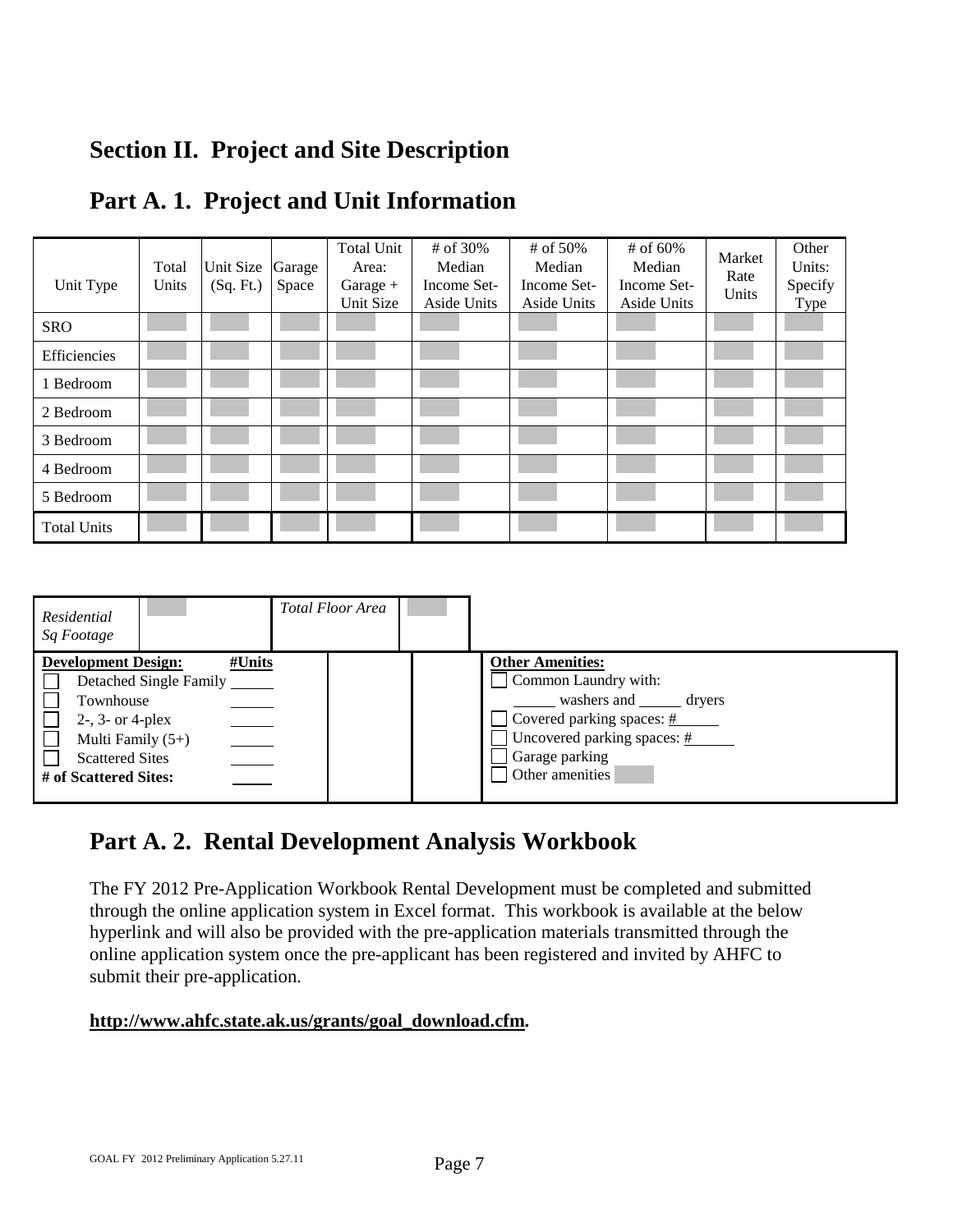# Section II. Project and Site Description

## Part A. 1. Project and Unit Information

| Unit Type | Total Units | Unit Size (Sq. Ft.) | Garage Space | Total Unit Area: Garage + Unit Size | # of 30% Median Income Set-Aside Units | # of 50% Median Income Set-Aside Units | # of 60% Median Income Set-Aside Units | Market Rate Units | Other Units: Specify Type |
|---|---|---|---|---|---|---|---|---|---|
| SRO | | | | | | | | | |
| Efficiencies | | | | | | | | | |
| 1 Bedroom | | | | | | | | | |
| 2 Bedroom | | | | | | | | | |
| 3 Bedroom | | | | | | | | | |
| 4 Bedroom | | | | | | | | | |
| 5 Bedroom | | | | | | | | | |
| Total Units | | | | | | | | | |

| *Residential Sq Footage* | | *Total Floor Area* | |
|---|---|---|---|

**Development Design:** **#Units**

- ☐ Detached Single Family ______
- ☐ Townhouse ______
- ☐ 2-, 3- or 4-plex ______
- ☐ Multi Family (5+) ______
- ☐ Scattered Sites ______

**# of Scattered Sites:** ______

**Other Amenities:**

- ☐ Common Laundry with: ______ washers and ______ dryers
- ☐ Covered parking spaces: # ______
- ☐ Uncovered parking spaces: # ______
- ☐ Garage parking
- ☐ Other amenities

## Part A. 2. Rental Development Analysis Workbook

The FY 2012 Pre-Application Workbook Rental Development must be completed and submitted through the online application system in Excel format. This workbook is available at the below hyperlink and will also be provided with the pre-application materials transmitted through the online application system once the pre-applicant has been registered and invited by AHFC to submit their pre-application.

**http://www.ahfc.state.ak.us/grants/goal_download.cfm.**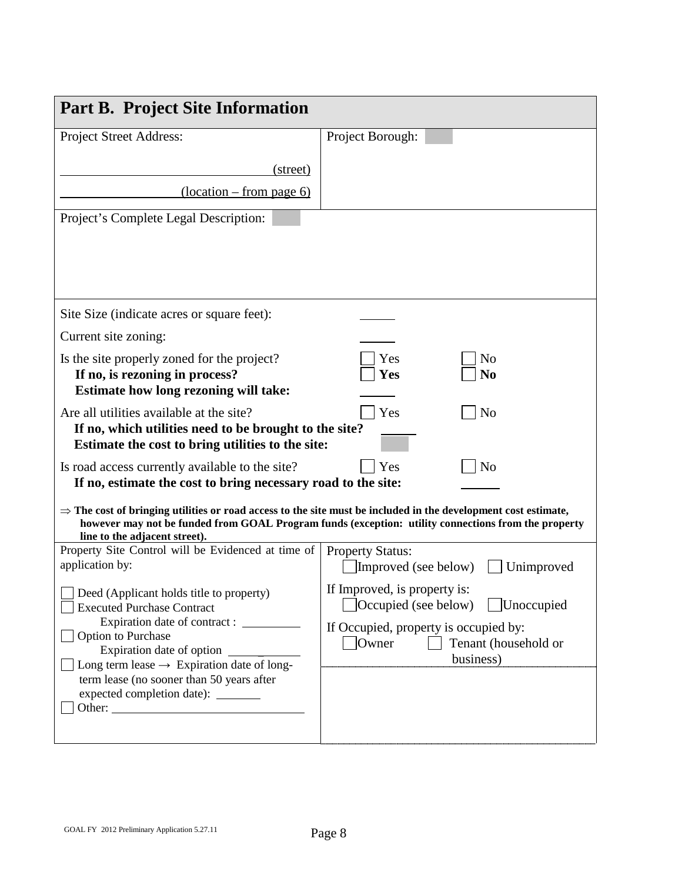## Part B. Project Site Information

Project Street Address:

\_\_\_\_\_\_\_\_\_\_\_\_\_\_\_\_\_\_\_\_ (street)

\_\_\_\_\_\_\_\_\_\_\_\_ (location – from page 6)

Project Borough:

Project's Complete Legal Description:

Site Size (indicate acres or square feet): \_\_\_\_\_\_

Current site zoning: \_\_\_\_\_\_

Is the site properly zoned for the project? ☐ Yes ☐ No

**If no, is rezoning in process?** ☐ **Yes** ☐ **No**

**Estimate how long rezoning will take:** \_\_\_\_\_\_

Are all utilities available at the site? ☐ Yes ☐ No

**If no, which utilities need to be brought to the site?** \_\_\_\_\_\_

**Estimate the cost to bring utilities to the site:**

Is road access currently available to the site? ☐ Yes ☐ No

**If no, estimate the cost to bring necessary road to the site:** \_\_\_\_\_\_

⇒ **The cost of bringing utilities or road access to the site must be included in the development cost estimate, however may not be funded from GOAL Program funds (exception: utility connections from the property line to the adjacent street).**

Property Site Control will be Evidenced at time of application by:

☐ Deed (Applicant holds title to property)

☐ Executed Purchase Contract
  Expiration date of contract : \_\_\_\_\_\_\_\_\_\_

☐ Option to Purchase
  Expiration date of option \_\_\_\_\_\_\_\_\_\_

☐ Long term lease → Expiration date of long-term lease (no sooner than 50 years after expected completion date): \_\_\_\_\_\_\_\_

☐ Other: \_\_\_\_\_\_\_\_\_\_\_\_\_\_\_\_\_\_\_\_

Property Status:
☐ Improved (see below) ☐ Unimproved

If Improved, is property is:
☐ Occupied (see below) ☐ Unoccupied

If Occupied, property is occupied by:
☐ Owner ☐ Tenant (household or business)

GOAL FY 2012 Preliminary Application 5.27.11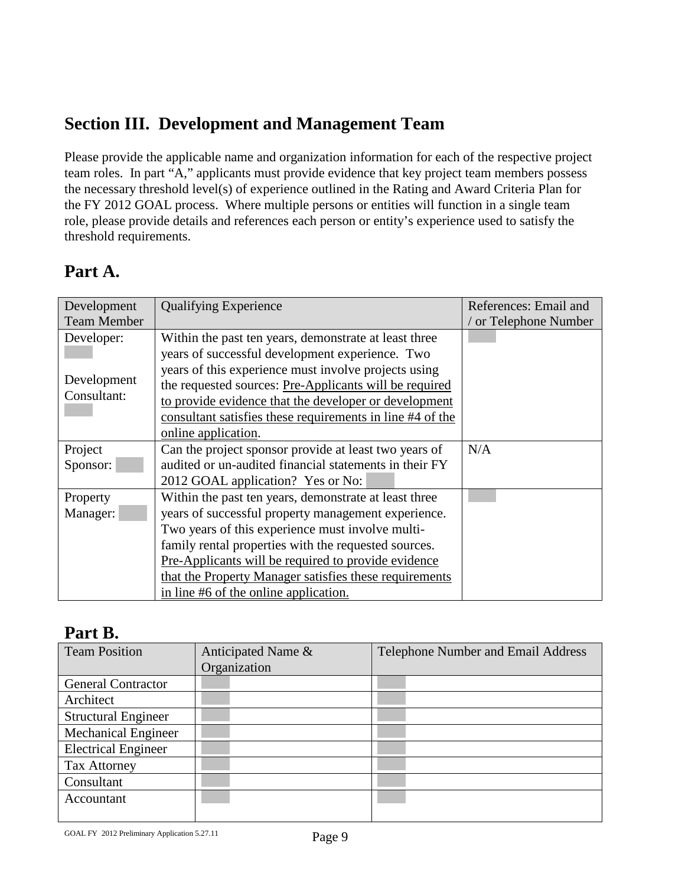## Section III. Development and Management Team

Please provide the applicable name and organization information for each of the respective project team roles. In part "A," applicants must provide evidence that key project team members possess the necessary threshold level(s) of experience outlined in the Rating and Award Criteria Plan for the FY 2012 GOAL process. Where multiple persons or entities will function in a single team role, please provide details and references each person or entity's experience used to satisfy the threshold requirements.

## Part A.

| Development Team Member | Qualifying Experience | References: Email and / or Telephone Number |
|---|---|---|
| Developer:<br><br>Development Consultant: | Within the past ten years, demonstrate at least three years of successful development experience. Two years of this experience must involve projects using the requested sources: <u>Pre-Applicants will be required to provide evidence that the developer or development consultant satisfies these requirements in line #4 of the online application</u>. | |
| Project Sponsor: | Can the project sponsor provide at least two years of audited or un-audited financial statements in their FY 2012 GOAL application? Yes or No: | N/A |
| Property Manager: | Within the past ten years, demonstrate at least three years of successful property management experience. Two years of this experience must involve multi-family rental properties with the requested sources. <u>Pre-Applicants will be required to provide evidence that the Property Manager satisfies these requirements in line #6 of the online application.</u> | |

## Part B.

| Team Position | Anticipated Name & Organization | Telephone Number and Email Address |
|---|---|---|
| General Contractor | | |
| Architect | | |
| Structural Engineer | | |
| Mechanical Engineer | | |
| Electrical Engineer | | |
| Tax Attorney | | |
| Consultant | | |
| Accountant | | |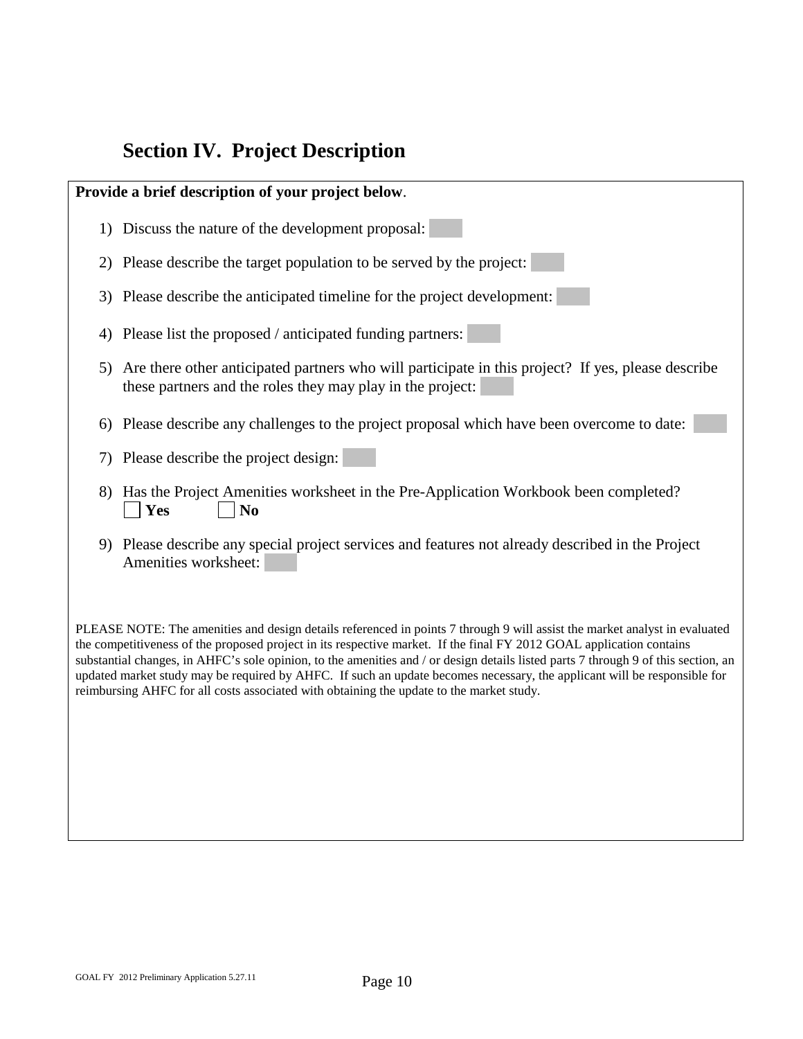# Section IV. Project Description

**Provide a brief description of your project below**.

1) Discuss the nature of the development proposal:

2) Please describe the target population to be served by the project:

3) Please describe the anticipated timeline for the project development:

4) Please list the proposed / anticipated funding partners:

5) Are there other anticipated partners who will participate in this project? If yes, please describe these partners and the roles they may play in the project:

6) Please describe any challenges to the project proposal which have been overcome to date:

7) Please describe the project design:

8) Has the Project Amenities worksheet in the Pre-Application Workbook been completed?
   ☐ **Yes** ☐ **No**

9) Please describe any special project services and features not already described in the Project Amenities worksheet:

PLEASE NOTE: The amenities and design details referenced in points 7 through 9 will assist the market analyst in evaluated the competitiveness of the proposed project in its respective market. If the final FY 2012 GOAL application contains substantial changes, in AHFC's sole opinion, to the amenities and / or design details listed parts 7 through 9 of this section, an updated market study may be required by AHFC. If such an update becomes necessary, the applicant will be responsible for reimbursing AHFC for all costs associated with obtaining the update to the market study.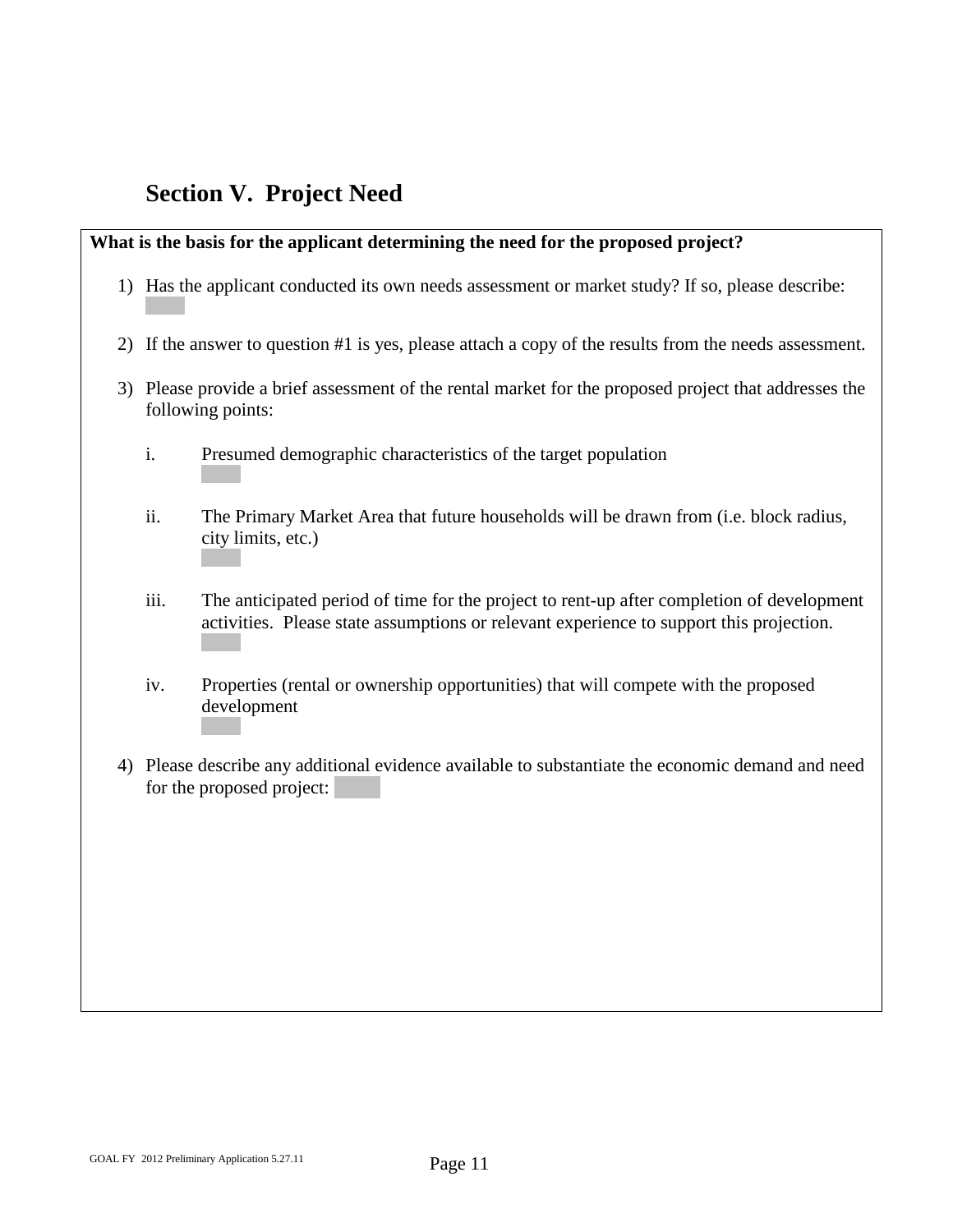## Section V. Project Need

**What is the basis for the applicant determining the need for the proposed project?**

1) Has the applicant conducted its own needs assessment or market study? If so, please describe:

2) If the answer to question #1 is yes, please attach a copy of the results from the needs assessment.

3) Please provide a brief assessment of the rental market for the proposed project that addresses the following points:

   i. Presumed demographic characteristics of the target population

   ii. The Primary Market Area that future households will be drawn from (i.e. block radius, city limits, etc.)

   iii. The anticipated period of time for the project to rent-up after completion of development activities. Please state assumptions or relevant experience to support this projection.

   iv. Properties (rental or ownership opportunities) that will compete with the proposed development

4) Please describe any additional evidence available to substantiate the economic demand and need for the proposed project: